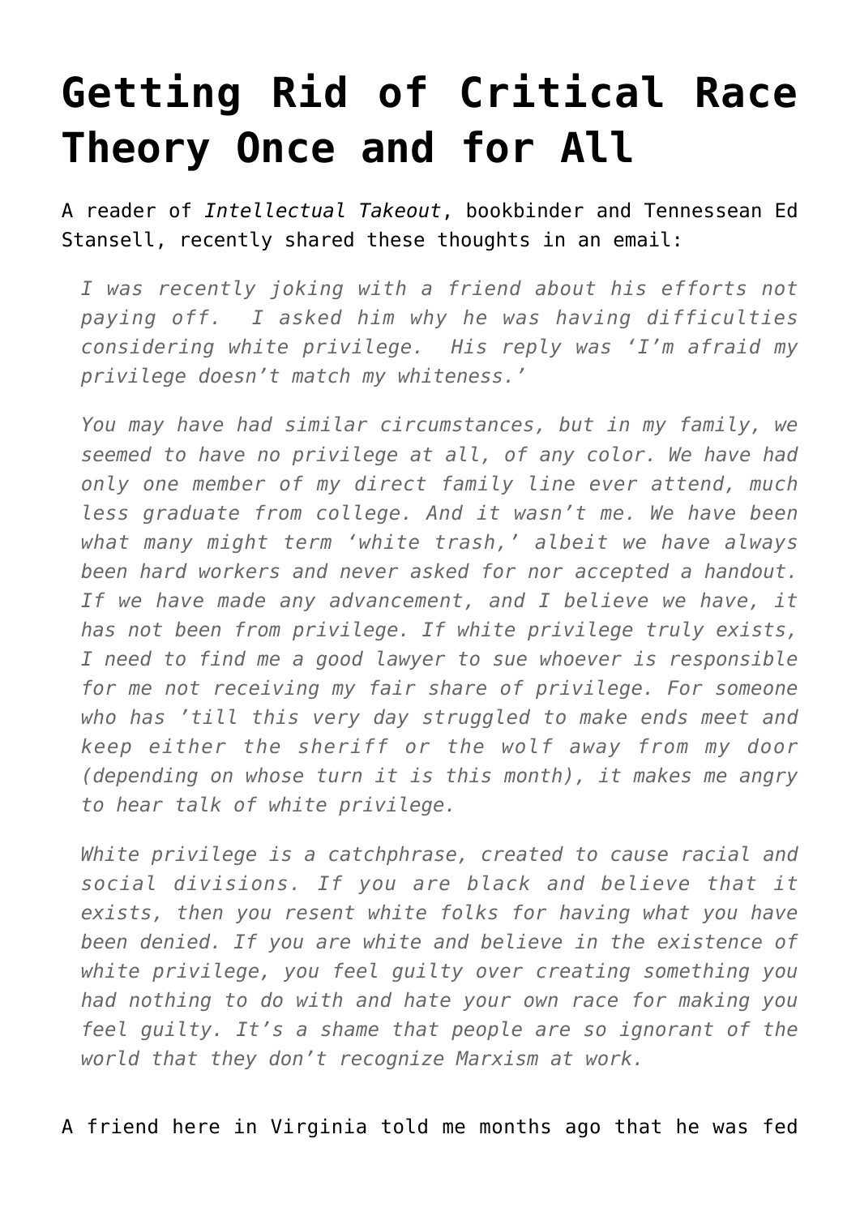# Getting Rid of Critical Race Theory Once and for All

A reader of *Intellectual Takeout*, bookbinder and Tennessean Ed Stansell, recently shared these thoughts in an email:

> *I was recently joking with a friend about his efforts not paying off. I asked him why he was having difficulties considering white privilege. His reply was 'I'm afraid my privilege doesn't match my whiteness.'*
>
> *You may have had similar circumstances, but in my family, we seemed to have no privilege at all, of any color. We have had only one member of my direct family line ever attend, much less graduate from college. And it wasn't me. We have been what many might term 'white trash,' albeit we have always been hard workers and never asked for nor accepted a handout. If we have made any advancement, and I believe we have, it has not been from privilege. If white privilege truly exists, I need to find me a good lawyer to sue whoever is responsible for me not receiving my fair share of privilege. For someone who has 'till this very day struggled to make ends meet and keep either the sheriff or the wolf away from my door (depending on whose turn it is this month), it makes me angry to hear talk of white privilege.*
>
> *White privilege is a catchphrase, created to cause racial and social divisions. If you are black and believe that it exists, then you resent white folks for having what you have been denied. If you are white and believe in the existence of white privilege, you feel guilty over creating something you had nothing to do with and hate your own race for making you feel guilty. It's a shame that people are so ignorant of the world that they don't recognize Marxism at work.*

A friend here in Virginia told me months ago that he was fed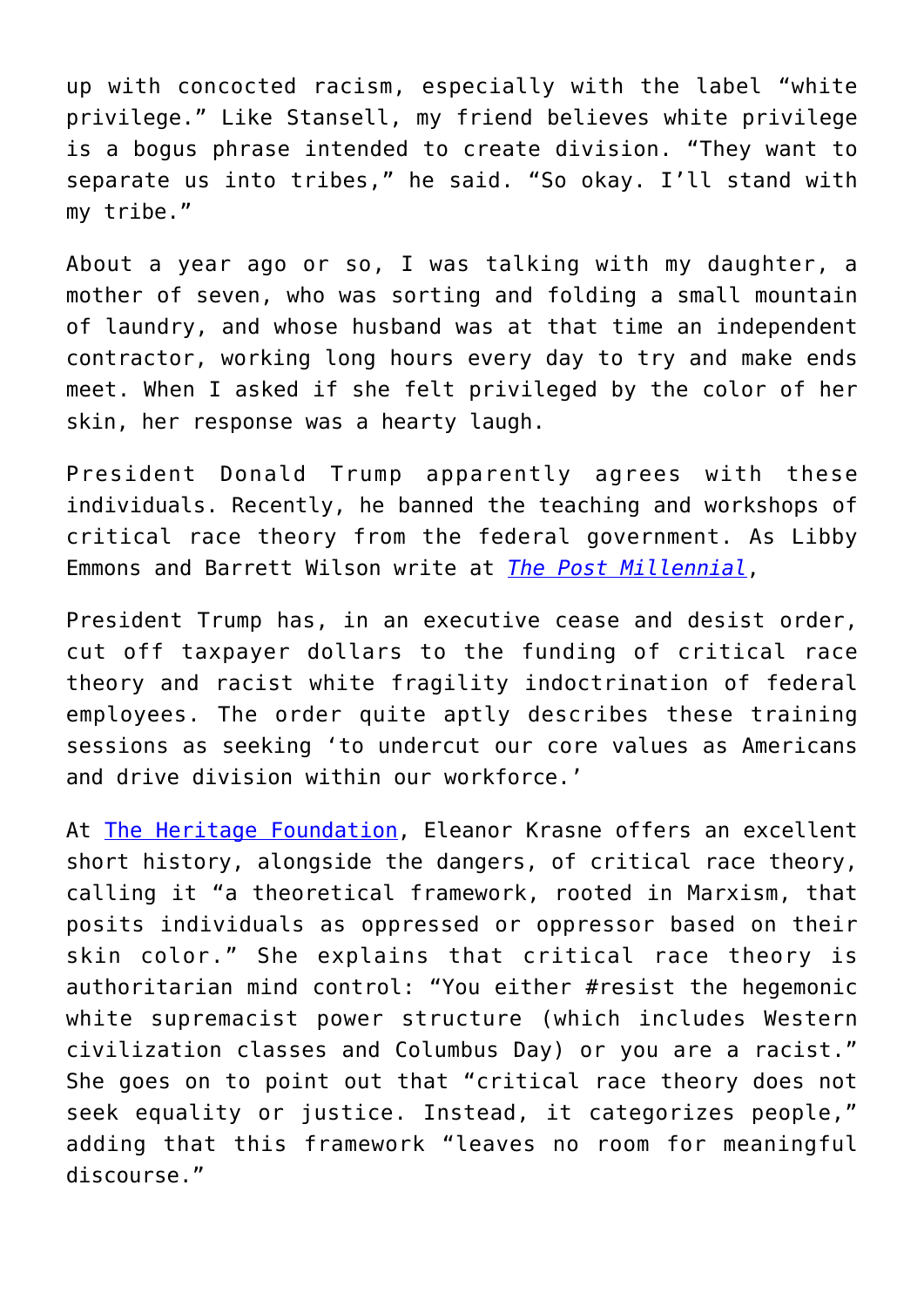up with concocted racism, especially with the label "white privilege." Like Stansell, my friend believes white privilege is a bogus phrase intended to create division. "They want to separate us into tribes," he said. "So okay. I'll stand with my tribe."

About a year ago or so, I was talking with my daughter, a mother of seven, who was sorting and folding a small mountain of laundry, and whose husband was at that time an independent contractor, working long hours every day to try and make ends meet. When I asked if she felt privileged by the color of her skin, her response was a hearty laugh.

President Donald Trump apparently agrees with these individuals. Recently, he banned the teaching and workshops of critical race theory from the federal government. As Libby Emmons and Barrett Wilson write at *The Post Millennial*,

> President Trump has, in an executive cease and desist order, cut off taxpayer dollars to the funding of critical race theory and racist white fragility indoctrination of federal employees. The order quite aptly describes these training sessions as seeking 'to undercut our core values as Americans and drive division within our workforce.'

At The Heritage Foundation, Eleanor Krasne offers an excellent short history, alongside the dangers, of critical race theory, calling it "a theoretical framework, rooted in Marxism, that posits individuals as oppressed or oppressor based on their skin color." She explains that critical race theory is authoritarian mind control: "You either #resist the hegemonic white supremacist power structure (which includes Western civilization classes and Columbus Day) or you are a racist." She goes on to point out that "critical race theory does not seek equality or justice. Instead, it categorizes people," adding that this framework "leaves no room for meaningful discourse."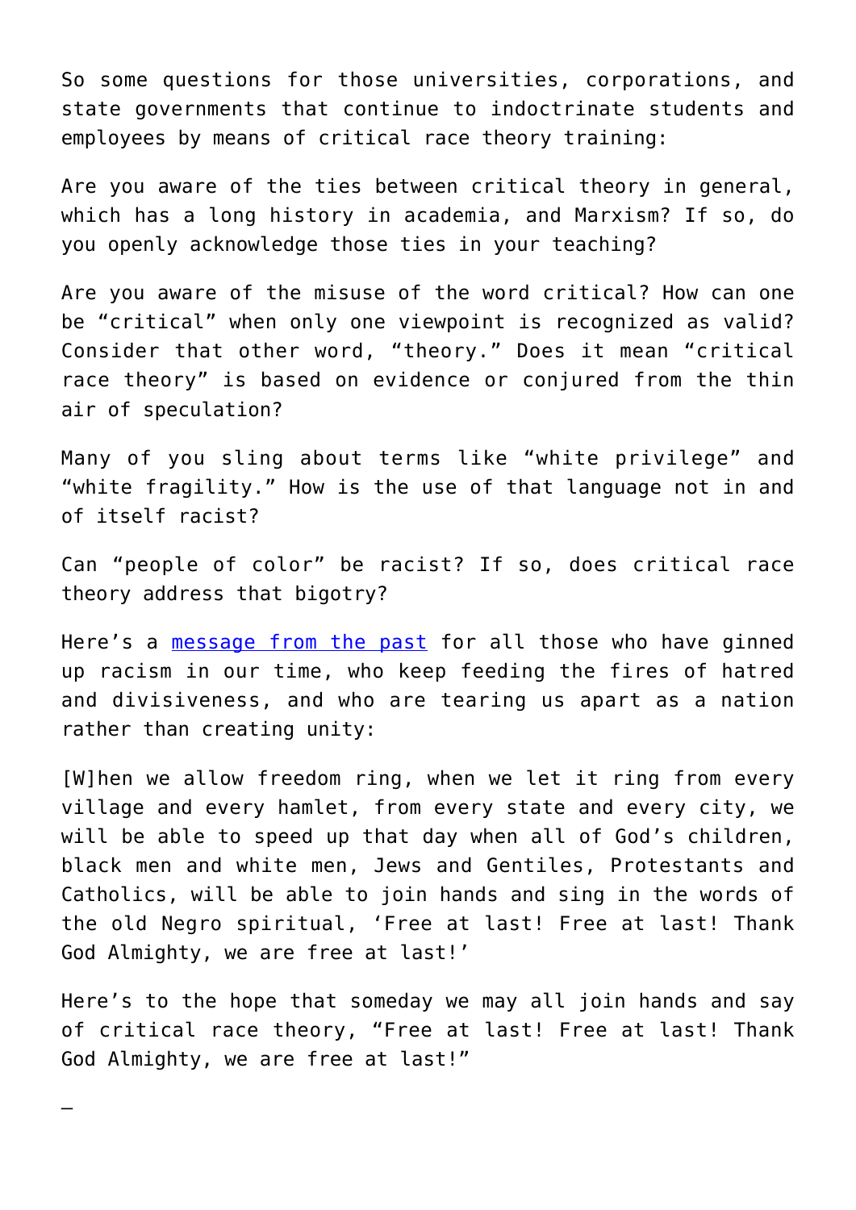So some questions for those universities, corporations, and state governments that continue to indoctrinate students and employees by means of critical race theory training:

Are you aware of the ties between critical theory in general, which has a long history in academia, and Marxism? If so, do you openly acknowledge those ties in your teaching?

Are you aware of the misuse of the word critical? How can one be "critical" when only one viewpoint is recognized as valid? Consider that other word, "theory." Does it mean "critical race theory" is based on evidence or conjured from the thin air of speculation?

Many of you sling about terms like "white privilege" and "white fragility." How is the use of that language not in and of itself racist?

Can "people of color" be racist? If so, does critical race theory address that bigotry?

Here's a [message from the past]() for all those who have ginned up racism in our time, who keep feeding the fires of hatred and divisiveness, and who are tearing us apart as a nation rather than creating unity:

> [W]hen we allow freedom ring, when we let it ring from every village and every hamlet, from every state and every city, we will be able to speed up that day when all of God's children, black men and white men, Jews and Gentiles, Protestants and Catholics, will be able to join hands and sing in the words of the old Negro spiritual, 'Free at last! Free at last! Thank God Almighty, we are free at last!'

Here's to the hope that someday we may all join hands and say of critical race theory, "Free at last! Free at last! Thank God Almighty, we are free at last!"

—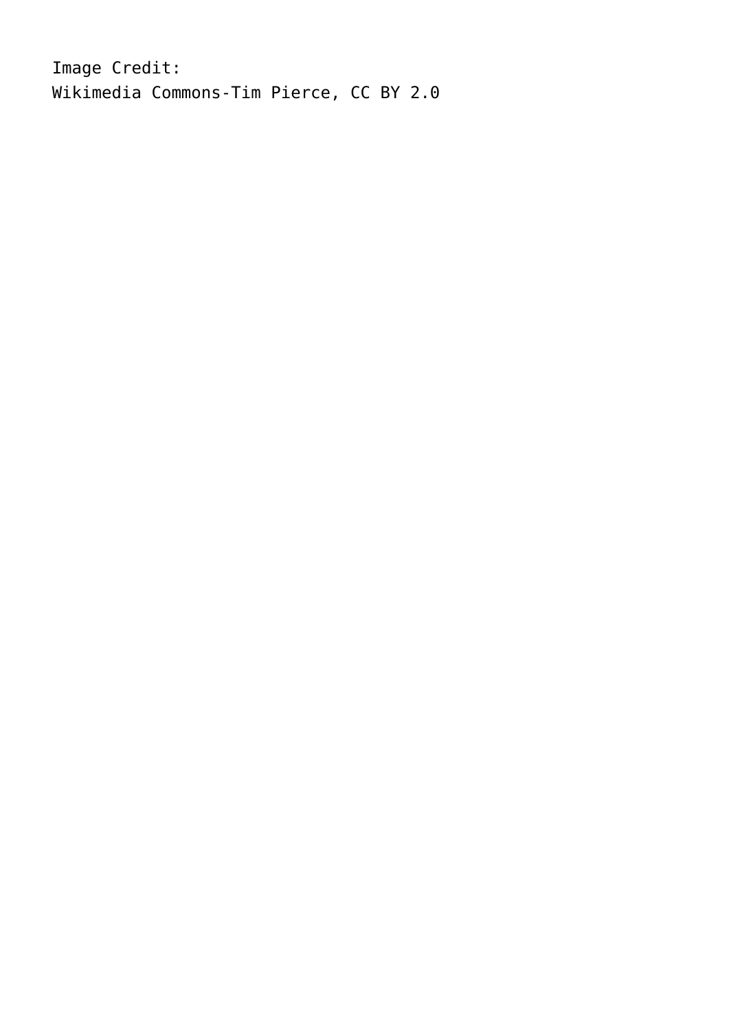Image Credit:
Wikimedia Commons-Tim Pierce, CC BY 2.0